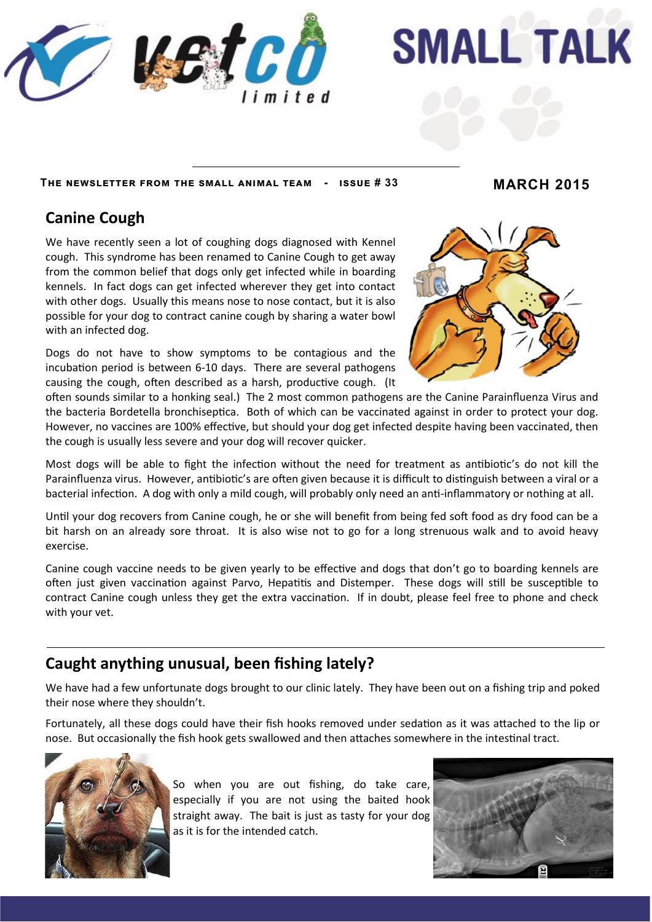# SMALL TALK

**THE NEWSLETTER FROM THE SMALL ANIMAL TEAM - ISSUE # 33**

**MARCH 2015**

## Canine Cough

We have recently seen a lot of coughing dogs diagnosed with Kennel cough. This syndrome has been renamed to Canine Cough to get away from the common belief that dogs only get infected while in boarding kennels. In fact dogs can get infected wherever they get into contact with other dogs. Usually this means nose to nose contact, but it is also possible for your dog to contract canine cough by sharing a water bowl with an infected dog.

Dogs do not have to show symptoms to be contagious and the incubation period is between 6-10 days. There are several pathogens causing the cough, often described as a harsh, productive cough. (It often sounds similar to a honking seal.) The 2 most common pathogens are the Canine Parainfluenza Virus and the bacteria Bordetella bronchiseptica. Both of which can be vaccinated against in order to protect your dog. However, no vaccines are 100% effective, but should your dog get infected despite having been vaccinated, then the cough is usually less severe and your dog will recover quicker.

Most dogs will be able to fight the infection without the need for treatment as antibiotic's do not kill the Parainfluenza virus. However, antibiotic's are often given because it is difficult to distinguish between a viral or a bacterial infection. A dog with only a mild cough, will probably only need an anti-inflammatory or nothing at all.

Until your dog recovers from Canine cough, he or she will benefit from being fed soft food as dry food can be a bit harsh on an already sore throat. It is also wise not to go for a long strenuous walk and to avoid heavy exercise.

Canine cough vaccine needs to be given yearly to be effective and dogs that don't go to boarding kennels are often just given vaccination against Parvo, Hepatitis and Distemper. These dogs will still be susceptible to contract Canine cough unless they get the extra vaccination. If in doubt, please feel free to phone and check with your vet.

## Caught anything unusual, been fishing lately?

We have had a few unfortunate dogs brought to our clinic lately. They have been out on a fishing trip and poked their nose where they shouldn't.

Fortunately, all these dogs could have their fish hooks removed under sedation as it was attached to the lip or nose. But occasionally the fish hook gets swallowed and then attaches somewhere in the intestinal tract.

So when you are out fishing, do take care, especially if you are not using the baited hook straight away. The bait is just as tasty for your dog as it is for the intended catch.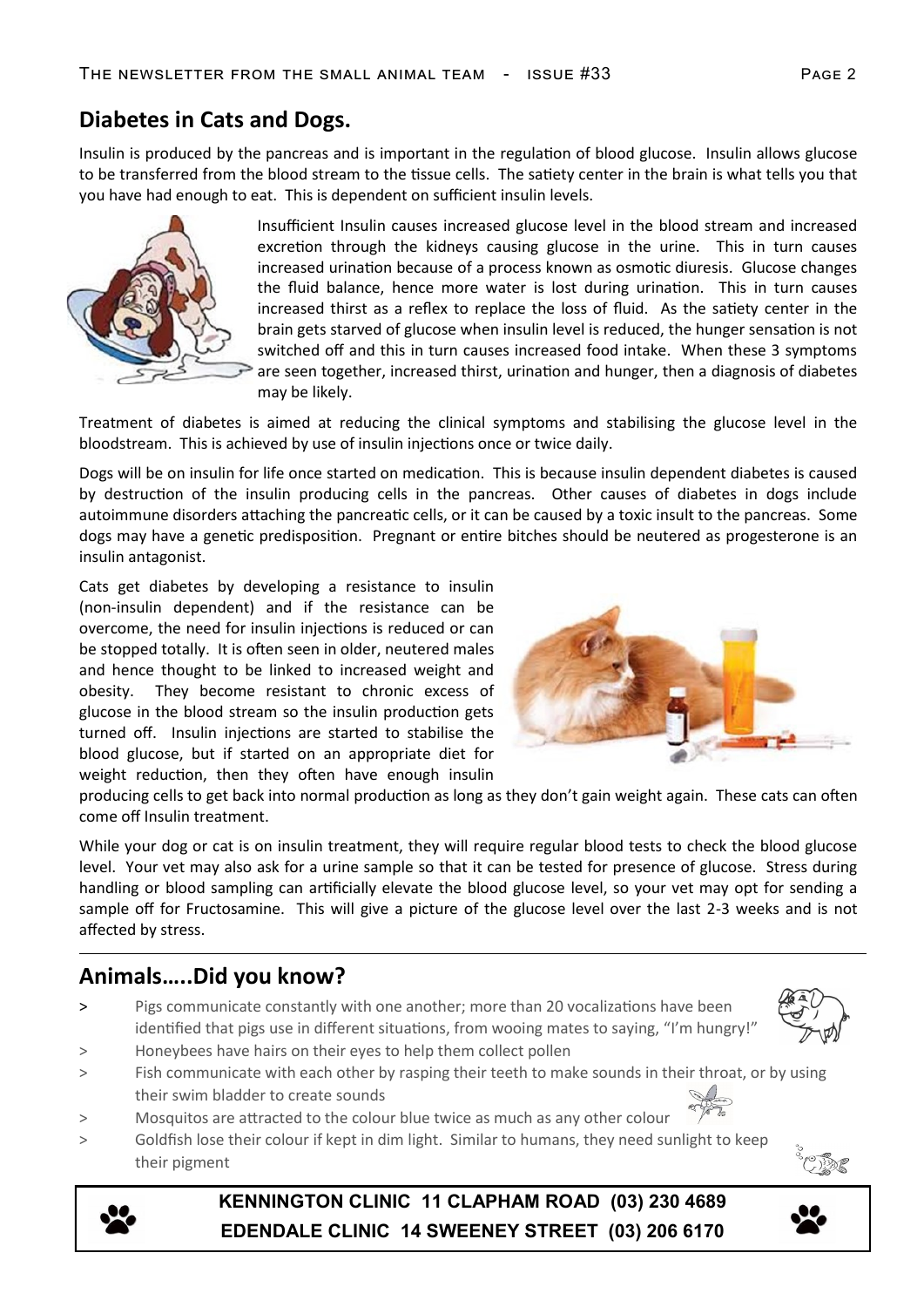## Diabetes in Cats and Dogs.

Insulin is produced by the pancreas and is important in the regulation of blood glucose. Insulin allows glucose to be transferred from the blood stream to the tissue cells. The satiety center in the brain is what tells you that you have had enough to eat. This is dependent on sufficient insulin levels.

Insufficient Insulin causes increased glucose level in the blood stream and increased excretion through the kidneys causing glucose in the urine. This in turn causes increased urination because of a process known as osmotic diuresis. Glucose changes the fluid balance, hence more water is lost during urination. This in turn causes increased thirst as a reflex to replace the loss of fluid. As the satiety center in the brain gets starved of glucose when insulin level is reduced, the hunger sensation is not switched off and this in turn causes increased food intake. When these 3 symptoms are seen together, increased thirst, urination and hunger, then a diagnosis of diabetes may be likely.

Treatment of diabetes is aimed at reducing the clinical symptoms and stabilising the glucose level in the bloodstream. This is achieved by use of insulin injections once or twice daily.

Dogs will be on insulin for life once started on medication. This is because insulin dependent diabetes is caused by destruction of the insulin producing cells in the pancreas. Other causes of diabetes in dogs include autoimmune disorders attaching the pancreatic cells, or it can be caused by a toxic insult to the pancreas. Some dogs may have a genetic predisposition. Pregnant or entire bitches should be neutered as progesterone is an insulin antagonist.

Cats get diabetes by developing a resistance to insulin (non-insulin dependent) and if the resistance can be overcome, the need for insulin injections is reduced or can be stopped totally. It is often seen in older, neutered males and hence thought to be linked to increased weight and obesity. They become resistant to chronic excess of glucose in the blood stream so the insulin production gets turned off. Insulin injections are started to stabilise the blood glucose, but if started on an appropriate diet for weight reduction, then they often have enough insulin producing cells to get back into normal production as long as they don't gain weight again. These cats can often come off Insulin treatment.

While your dog or cat is on insulin treatment, they will require regular blood tests to check the blood glucose level. Your vet may also ask for a urine sample so that it can be tested for presence of glucose. Stress during handling or blood sampling can artificially elevate the blood glucose level, so your vet may opt for sending a sample off for Fructosamine. This will give a picture of the glucose level over the last 2-3 weeks and is not affected by stress.

## Animals…..Did you know?

> Pigs communicate constantly with one another; more than 20 vocalizations have been identified that pigs use in different situations, from wooing mates to saying, "I'm hungry!"
> Honeybees have hairs on their eyes to help them collect pollen
> Fish communicate with each other by rasping their teeth to make sounds in their throat, or by using their swim bladder to create sounds
> Mosquitos are attracted to the colour blue twice as much as any other colour
> Goldfish lose their colour if kept in dim light. Similar to humans, they need sunlight to keep their pigment

**KENNINGTON CLINIC 11 CLAPHAM ROAD (03) 230 4689**
**EDENDALE CLINIC 14 SWEENEY STREET (03) 206 6170**